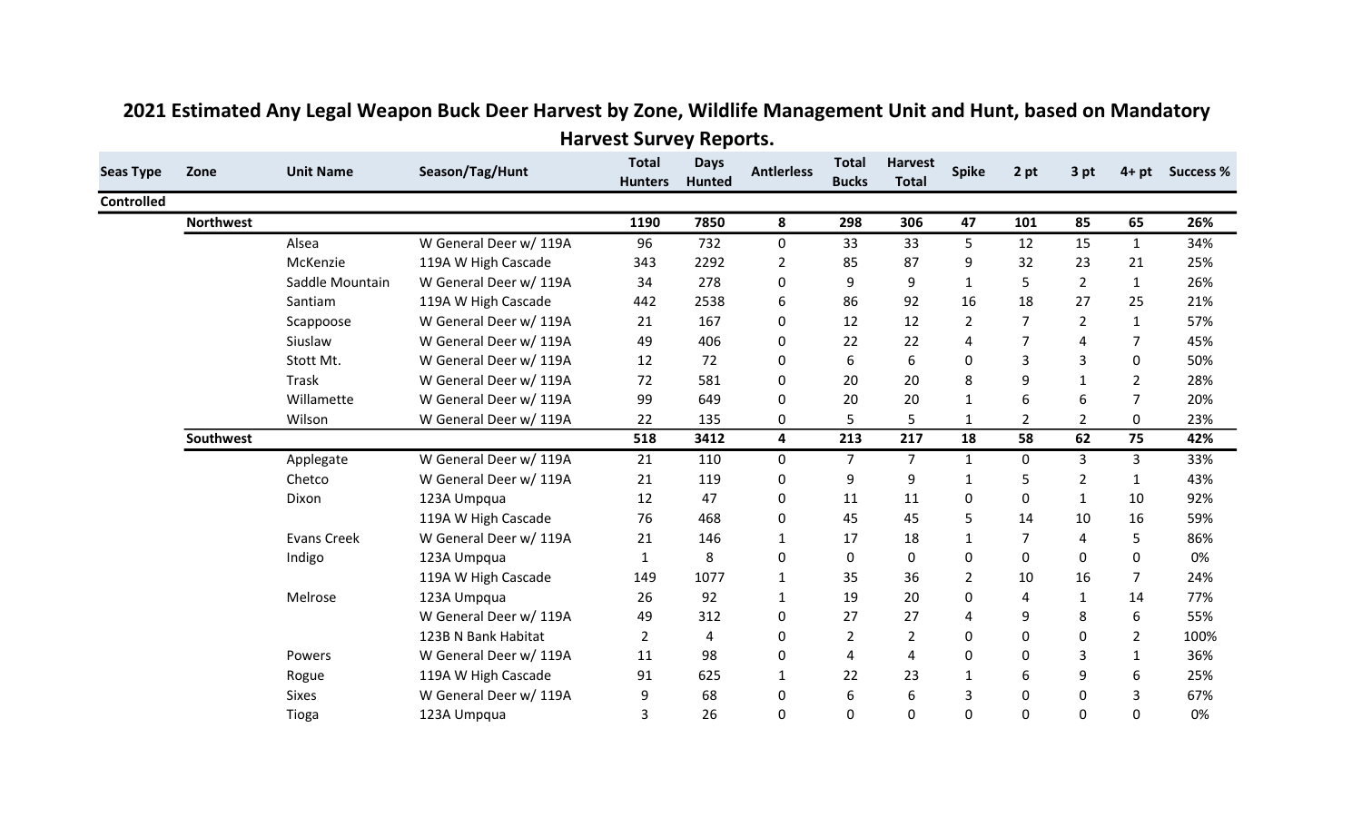# 2021 Estimated Any Legal Weapon Buck Deer Harvest by Zone, Wildlife Management Unit and Hunt, based on Mandatory Harvest Survey Reports.

| Seas Type | Zone | Unit Name | Season/Tag/Hunt | Total Hunters | Days Hunted | Antlerless | Total Bucks | Harvest Total | Spike | 2 pt | 3 pt | 4+ pt | Success % |
|---|---|---|---|---|---|---|---|---|---|---|---|---|---|
| **Controlled** | | | | | | | | | | | | | |
| | **Northwest** | | | **1190** | **7850** | **8** | **298** | **306** | **47** | **101** | **85** | **65** | **26%** |
| | | Alsea | W General Deer w/ 119A | 96 | 732 | 0 | 33 | 33 | 5 | 12 | 15 | 1 | 34% |
| | | McKenzie | 119A W High Cascade | 343 | 2292 | 2 | 85 | 87 | 9 | 32 | 23 | 21 | 25% |
| | | Saddle Mountain | W General Deer w/ 119A | 34 | 278 | 0 | 9 | 9 | 1 | 5 | 2 | 1 | 26% |
| | | Santiam | 119A W High Cascade | 442 | 2538 | 6 | 86 | 92 | 16 | 18 | 27 | 25 | 21% |
| | | Scappoose | W General Deer w/ 119A | 21 | 167 | 0 | 12 | 12 | 2 | 7 | 2 | 1 | 57% |
| | | Siuslaw | W General Deer w/ 119A | 49 | 406 | 0 | 22 | 22 | 4 | 7 | 4 | 7 | 45% |
| | | Stott Mt. | W General Deer w/ 119A | 12 | 72 | 0 | 6 | 6 | 0 | 3 | 3 | 0 | 50% |
| | | Trask | W General Deer w/ 119A | 72 | 581 | 0 | 20 | 20 | 8 | 9 | 1 | 2 | 28% |
| | | Willamette | W General Deer w/ 119A | 99 | 649 | 0 | 20 | 20 | 1 | 6 | 6 | 7 | 20% |
| | | Wilson | W General Deer w/ 119A | 22 | 135 | 0 | 5 | 5 | 1 | 2 | 2 | 0 | 23% |
| | **Southwest** | | | **518** | **3412** | **4** | **213** | **217** | **18** | **58** | **62** | **75** | **42%** |
| | | Applegate | W General Deer w/ 119A | 21 | 110 | 0 | 7 | 7 | 1 | 0 | 3 | 3 | 33% |
| | | Chetco | W General Deer w/ 119A | 21 | 119 | 0 | 9 | 9 | 1 | 5 | 2 | 1 | 43% |
| | | Dixon | 123A Umpqua | 12 | 47 | 0 | 11 | 11 | 0 | 0 | 1 | 10 | 92% |
| | | | 119A W High Cascade | 76 | 468 | 0 | 45 | 45 | 5 | 14 | 10 | 16 | 59% |
| | | Evans Creek | W General Deer w/ 119A | 21 | 146 | 1 | 17 | 18 | 1 | 7 | 4 | 5 | 86% |
| | | Indigo | 123A Umpqua | 1 | 8 | 0 | 0 | 0 | 0 | 0 | 0 | 0 | 0% |
| | | | 119A W High Cascade | 149 | 1077 | 1 | 35 | 36 | 2 | 10 | 16 | 7 | 24% |
| | | Melrose | 123A Umpqua | 26 | 92 | 1 | 19 | 20 | 0 | 4 | 1 | 14 | 77% |
| | | | W General Deer w/ 119A | 49 | 312 | 0 | 27 | 27 | 4 | 9 | 8 | 6 | 55% |
| | | | 123B N Bank Habitat | 2 | 4 | 0 | 2 | 2 | 0 | 0 | 0 | 2 | 100% |
| | | Powers | W General Deer w/ 119A | 11 | 98 | 0 | 4 | 4 | 0 | 0 | 3 | 1 | 36% |
| | | Rogue | 119A W High Cascade | 91 | 625 | 1 | 22 | 23 | 1 | 6 | 9 | 6 | 25% |
| | | Sixes | W General Deer w/ 119A | 9 | 68 | 0 | 6 | 6 | 3 | 0 | 0 | 3 | 67% |
| | | Tioga | 123A Umpqua | 3 | 26 | 0 | 0 | 0 | 0 | 0 | 0 | 0 | 0% |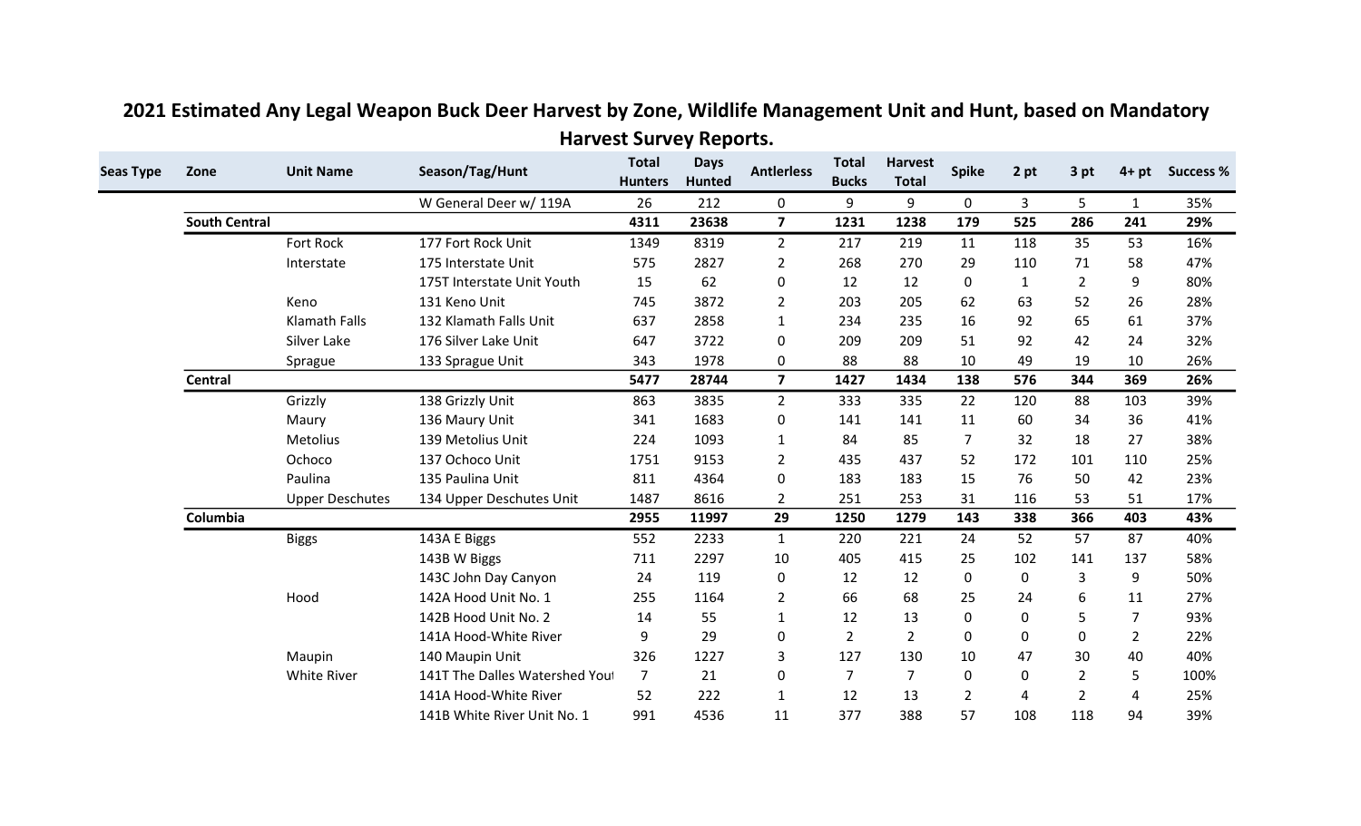## 2021 Estimated Any Legal Weapon Buck Deer Harvest by Zone, Wildlife Management Unit and Hunt, based on Mandatory Harvest Survey Reports.

| Seas Type | Zone | Unit Name | Season/Tag/Hunt | Total Hunters | Days Hunted | Antlerless | Total Bucks | Harvest Total | Spike | 2 pt | 3 pt | 4+ pt | Success % |
|---|---|---|---|---|---|---|---|---|---|---|---|---|---|
| | | | W General Deer w/ 119A | 26 | 212 | 0 | 9 | 9 | 0 | 3 | 5 | 1 | 35% |
| | **South Central** | | | **4311** | **23638** | **7** | **1231** | **1238** | **179** | **525** | **286** | **241** | **29%** |
| | | Fort Rock | 177 Fort Rock Unit | 1349 | 8319 | 2 | 217 | 219 | 11 | 118 | 35 | 53 | 16% |
| | | Interstate | 175 Interstate Unit | 575 | 2827 | 2 | 268 | 270 | 29 | 110 | 71 | 58 | 47% |
| | | | 175T Interstate Unit Youth | 15 | 62 | 0 | 12 | 12 | 0 | 1 | 2 | 9 | 80% |
| | | Keno | 131 Keno Unit | 745 | 3872 | 2 | 203 | 205 | 62 | 63 | 52 | 26 | 28% |
| | | Klamath Falls | 132 Klamath Falls Unit | 637 | 2858 | 1 | 234 | 235 | 16 | 92 | 65 | 61 | 37% |
| | | Silver Lake | 176 Silver Lake Unit | 647 | 3722 | 0 | 209 | 209 | 51 | 92 | 42 | 24 | 32% |
| | | Sprague | 133 Sprague Unit | 343 | 1978 | 0 | 88 | 88 | 10 | 49 | 19 | 10 | 26% |
| | **Central** | | | **5477** | **28744** | **7** | **1427** | **1434** | **138** | **576** | **344** | **369** | **26%** |
| | | Grizzly | 138 Grizzly Unit | 863 | 3835 | 2 | 333 | 335 | 22 | 120 | 88 | 103 | 39% |
| | | Maury | 136 Maury Unit | 341 | 1683 | 0 | 141 | 141 | 11 | 60 | 34 | 36 | 41% |
| | | Metolius | 139 Metolius Unit | 224 | 1093 | 1 | 84 | 85 | 7 | 32 | 18 | 27 | 38% |
| | | Ochoco | 137 Ochoco Unit | 1751 | 9153 | 2 | 435 | 437 | 52 | 172 | 101 | 110 | 25% |
| | | Paulina | 135 Paulina Unit | 811 | 4364 | 0 | 183 | 183 | 15 | 76 | 50 | 42 | 23% |
| | | Upper Deschutes | 134 Upper Deschutes Unit | 1487 | 8616 | 2 | 251 | 253 | 31 | 116 | 53 | 51 | 17% |
| | **Columbia** | | | **2955** | **11997** | **29** | **1250** | **1279** | **143** | **338** | **366** | **403** | **43%** |
| | | Biggs | 143A E Biggs | 552 | 2233 | 1 | 220 | 221 | 24 | 52 | 57 | 87 | 40% |
| | | | 143B W Biggs | 711 | 2297 | 10 | 405 | 415 | 25 | 102 | 141 | 137 | 58% |
| | | | 143C John Day Canyon | 24 | 119 | 0 | 12 | 12 | 0 | 0 | 3 | 9 | 50% |
| | | Hood | 142A Hood Unit No. 1 | 255 | 1164 | 2 | 66 | 68 | 25 | 24 | 6 | 11 | 27% |
| | | | 142B Hood Unit No. 2 | 14 | 55 | 1 | 12 | 13 | 0 | 0 | 5 | 7 | 93% |
| | | | 141A Hood-White River | 9 | 29 | 0 | 2 | 2 | 0 | 0 | 0 | 2 | 22% |
| | | Maupin | 140 Maupin Unit | 326 | 1227 | 3 | 127 | 130 | 10 | 47 | 30 | 40 | 40% |
| | | White River | 141T The Dalles Watershed Yout | 7 | 21 | 0 | 7 | 7 | 0 | 0 | 2 | 5 | 100% |
| | | | 141A Hood-White River | 52 | 222 | 1 | 12 | 13 | 2 | 4 | 2 | 4 | 25% |
| | | | 141B White River Unit No. 1 | 991 | 4536 | 11 | 377 | 388 | 57 | 108 | 118 | 94 | 39% |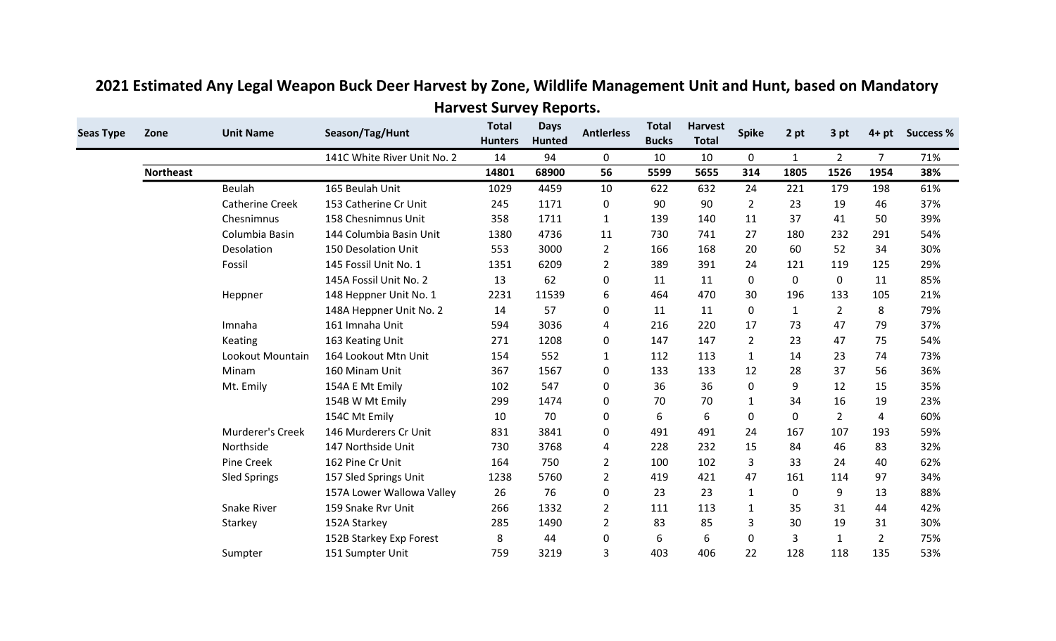## 2021 Estimated Any Legal Weapon Buck Deer Harvest by Zone, Wildlife Management Unit and Hunt, based on Mandatory Harvest Survey Reports.

| Seas Type | Zone | Unit Name | Season/Tag/Hunt | Total Hunters | Days Hunted | Antlerless | Total Bucks | Harvest Total | Spike | 2 pt | 3 pt | 4+ pt | Success % |
|---|---|---|---|---|---|---|---|---|---|---|---|---|---|
| | | | 141C White River Unit No. 2 | 14 | 94 | 0 | 10 | 10 | 0 | 1 | 2 | 7 | 71% |
| | **Northeast** | | | **14801** | **68900** | **56** | **5599** | **5655** | **314** | **1805** | **1526** | **1954** | **38%** |
| | | Beulah | 165 Beulah Unit | 1029 | 4459 | 10 | 622 | 632 | 24 | 221 | 179 | 198 | 61% |
| | | Catherine Creek | 153 Catherine Cr Unit | 245 | 1171 | 0 | 90 | 90 | 2 | 23 | 19 | 46 | 37% |
| | | Chesnimnus | 158 Chesnimnus Unit | 358 | 1711 | 1 | 139 | 140 | 11 | 37 | 41 | 50 | 39% |
| | | Columbia Basin | 144 Columbia Basin Unit | 1380 | 4736 | 11 | 730 | 741 | 27 | 180 | 232 | 291 | 54% |
| | | Desolation | 150 Desolation Unit | 553 | 3000 | 2 | 166 | 168 | 20 | 60 | 52 | 34 | 30% |
| | | Fossil | 145 Fossil Unit No. 1 | 1351 | 6209 | 2 | 389 | 391 | 24 | 121 | 119 | 125 | 29% |
| | | | 145A Fossil Unit No. 2 | 13 | 62 | 0 | 11 | 11 | 0 | 0 | 0 | 11 | 85% |
| | | Heppner | 148 Heppner Unit No. 1 | 2231 | 11539 | 6 | 464 | 470 | 30 | 196 | 133 | 105 | 21% |
| | | | 148A Heppner Unit No. 2 | 14 | 57 | 0 | 11 | 11 | 0 | 1 | 2 | 8 | 79% |
| | | Imnaha | 161 Imnaha Unit | 594 | 3036 | 4 | 216 | 220 | 17 | 73 | 47 | 79 | 37% |
| | | Keating | 163 Keating Unit | 271 | 1208 | 0 | 147 | 147 | 2 | 23 | 47 | 75 | 54% |
| | | Lookout Mountain | 164 Lookout Mtn Unit | 154 | 552 | 1 | 112 | 113 | 1 | 14 | 23 | 74 | 73% |
| | | Minam | 160 Minam Unit | 367 | 1567 | 0 | 133 | 133 | 12 | 28 | 37 | 56 | 36% |
| | | Mt. Emily | 154A E Mt Emily | 102 | 547 | 0 | 36 | 36 | 0 | 9 | 12 | 15 | 35% |
| | | | 154B W Mt Emily | 299 | 1474 | 0 | 70 | 70 | 1 | 34 | 16 | 19 | 23% |
| | | | 154C Mt Emily | 10 | 70 | 0 | 6 | 6 | 0 | 0 | 2 | 4 | 60% |
| | | Murderer's Creek | 146 Murderers Cr Unit | 831 | 3841 | 0 | 491 | 491 | 24 | 167 | 107 | 193 | 59% |
| | | Northside | 147 Northside Unit | 730 | 3768 | 4 | 228 | 232 | 15 | 84 | 46 | 83 | 32% |
| | | Pine Creek | 162 Pine Cr Unit | 164 | 750 | 2 | 100 | 102 | 3 | 33 | 24 | 40 | 62% |
| | | Sled Springs | 157 Sled Springs Unit | 1238 | 5760 | 2 | 419 | 421 | 47 | 161 | 114 | 97 | 34% |
| | | | 157A Lower Wallowa Valley | 26 | 76 | 0 | 23 | 23 | 1 | 0 | 9 | 13 | 88% |
| | | Snake River | 159 Snake Rvr Unit | 266 | 1332 | 2 | 111 | 113 | 1 | 35 | 31 | 44 | 42% |
| | | Starkey | 152A Starkey | 285 | 1490 | 2 | 83 | 85 | 3 | 30 | 19 | 31 | 30% |
| | | | 152B Starkey Exp Forest | 8 | 44 | 0 | 6 | 6 | 0 | 3 | 1 | 2 | 75% |
| | | Sumpter | 151 Sumpter Unit | 759 | 3219 | 3 | 403 | 406 | 22 | 128 | 118 | 135 | 53% |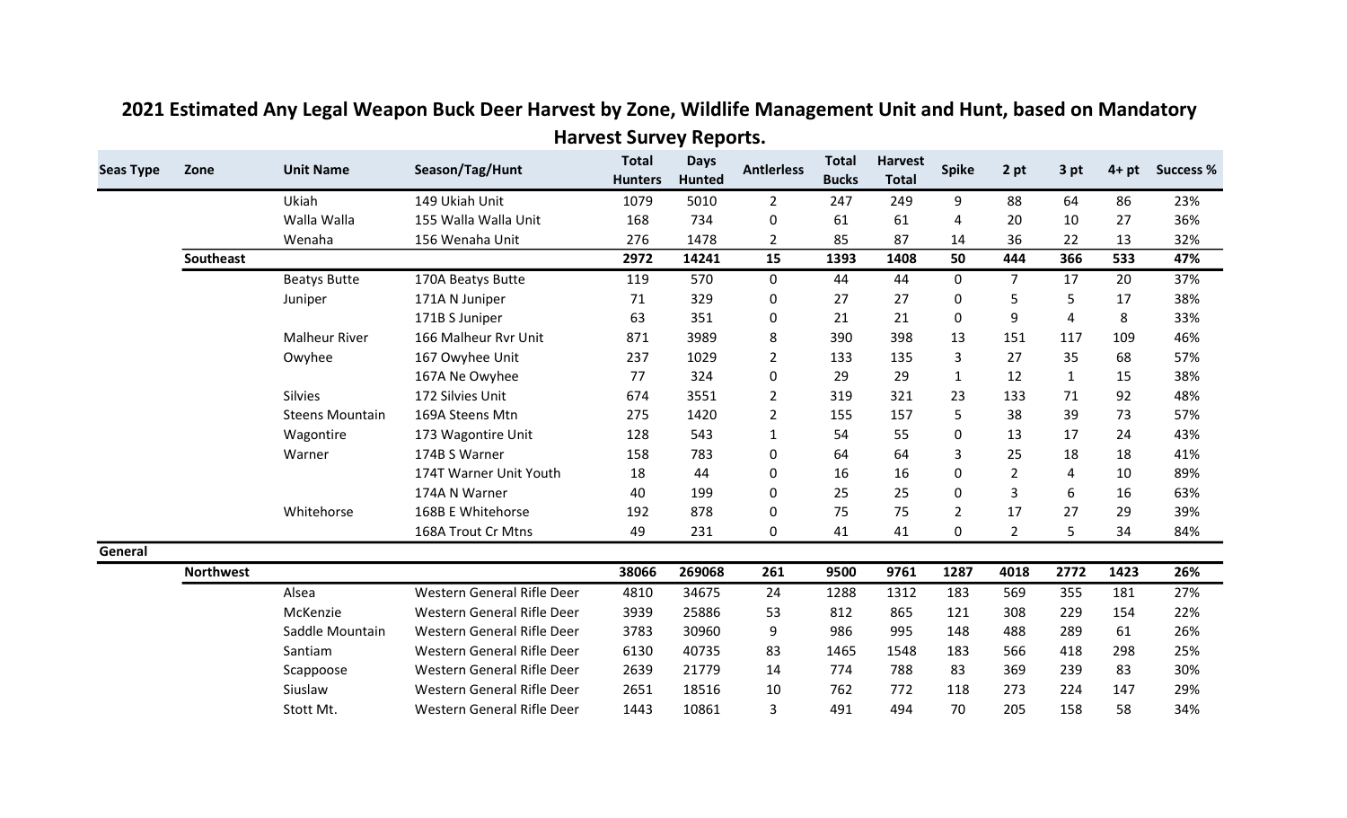# 2021 Estimated Any Legal Weapon Buck Deer Harvest by Zone, Wildlife Management Unit and Hunt, based on Mandatory Harvest Survey Reports.

| Seas Type | Zone | Unit Name | Season/Tag/Hunt | Total Hunters | Days Hunted | Antlerless | Total Bucks | Harvest Total | Spike | 2 pt | 3 pt | 4+ pt | Success % |
|---|---|---|---|---|---|---|---|---|---|---|---|---|---|
| | | Ukiah | 149 Ukiah Unit | 1079 | 5010 | 2 | 247 | 249 | 9 | 88 | 64 | 86 | 23% |
| | | Walla Walla | 155 Walla Walla Unit | 168 | 734 | 0 | 61 | 61 | 4 | 20 | 10 | 27 | 36% |
| | | Wenaha | 156 Wenaha Unit | 276 | 1478 | 2 | 85 | 87 | 14 | 36 | 22 | 13 | 32% |
| | **Southeast** | | | **2972** | **14241** | **15** | **1393** | **1408** | **50** | **444** | **366** | **533** | **47%** |
| | | Beatys Butte | 170A Beatys Butte | 119 | 570 | 0 | 44 | 44 | 0 | 7 | 17 | 20 | 37% |
| | | Juniper | 171A N Juniper | 71 | 329 | 0 | 27 | 27 | 0 | 5 | 5 | 17 | 38% |
| | | | 171B S Juniper | 63 | 351 | 0 | 21 | 21 | 0 | 9 | 4 | 8 | 33% |
| | | Malheur River | 166 Malheur Rvr Unit | 871 | 3989 | 8 | 390 | 398 | 13 | 151 | 117 | 109 | 46% |
| | | Owyhee | 167 Owyhee Unit | 237 | 1029 | 2 | 133 | 135 | 3 | 27 | 35 | 68 | 57% |
| | | | 167A Ne Owyhee | 77 | 324 | 0 | 29 | 29 | 1 | 12 | 1 | 15 | 38% |
| | | Silvies | 172 Silvies Unit | 674 | 3551 | 2 | 319 | 321 | 23 | 133 | 71 | 92 | 48% |
| | | Steens Mountain | 169A Steens Mtn | 275 | 1420 | 2 | 155 | 157 | 5 | 38 | 39 | 73 | 57% |
| | | Wagontire | 173 Wagontire Unit | 128 | 543 | 1 | 54 | 55 | 0 | 13 | 17 | 24 | 43% |
| | | Warner | 174B S Warner | 158 | 783 | 0 | 64 | 64 | 3 | 25 | 18 | 18 | 41% |
| | | | 174T Warner Unit Youth | 18 | 44 | 0 | 16 | 16 | 0 | 2 | 4 | 10 | 89% |
| | | | 174A N Warner | 40 | 199 | 0 | 25 | 25 | 0 | 3 | 6 | 16 | 63% |
| | | Whitehorse | 168B E Whitehorse | 192 | 878 | 0 | 75 | 75 | 2 | 17 | 27 | 29 | 39% |
| | | | 168A Trout Cr Mtns | 49 | 231 | 0 | 41 | 41 | 0 | 2 | 5 | 34 | 84% |
| **General** | | | | | | | | | | | | | |
| | **Northwest** | | | **38066** | **269068** | **261** | **9500** | **9761** | **1287** | **4018** | **2772** | **1423** | **26%** |
| | | Alsea | Western General Rifle Deer | 4810 | 34675 | 24 | 1288 | 1312 | 183 | 569 | 355 | 181 | 27% |
| | | McKenzie | Western General Rifle Deer | 3939 | 25886 | 53 | 812 | 865 | 121 | 308 | 229 | 154 | 22% |
| | | Saddle Mountain | Western General Rifle Deer | 3783 | 30960 | 9 | 986 | 995 | 148 | 488 | 289 | 61 | 26% |
| | | Santiam | Western General Rifle Deer | 6130 | 40735 | 83 | 1465 | 1548 | 183 | 566 | 418 | 298 | 25% |
| | | Scappoose | Western General Rifle Deer | 2639 | 21779 | 14 | 774 | 788 | 83 | 369 | 239 | 83 | 30% |
| | | Siuslaw | Western General Rifle Deer | 2651 | 18516 | 10 | 762 | 772 | 118 | 273 | 224 | 147 | 29% |
| | | Stott Mt. | Western General Rifle Deer | 1443 | 10861 | 3 | 491 | 494 | 70 | 205 | 158 | 58 | 34% |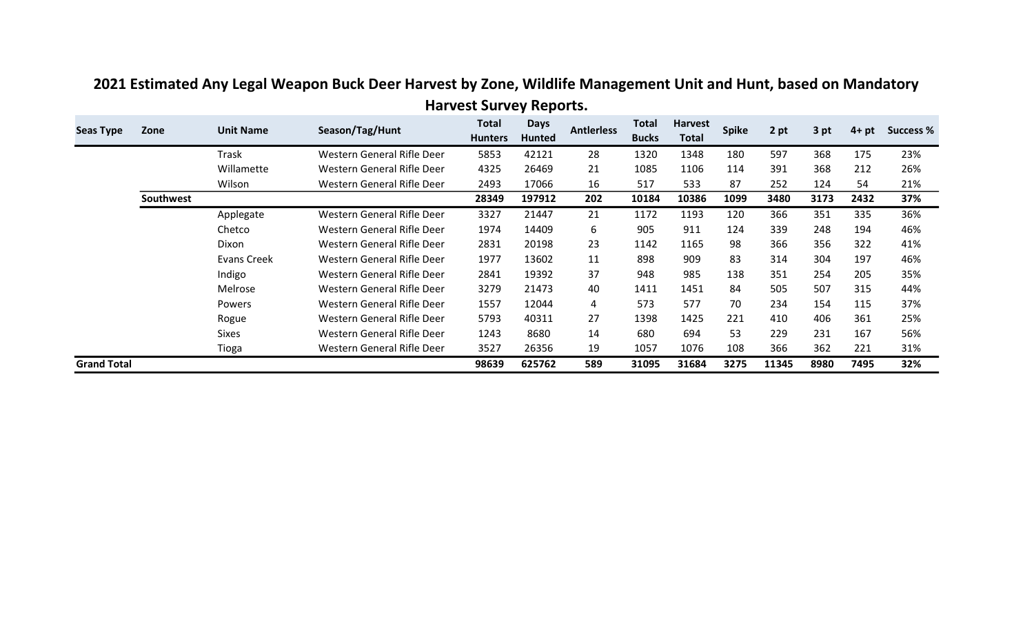## 2021 Estimated Any Legal Weapon Buck Deer Harvest by Zone, Wildlife Management Unit and Hunt, based on Mandatory Harvest Survey Reports.

| Seas Type | Zone | Unit Name | Season/Tag/Hunt | Total Hunters | Days Hunted | Antlerless | Total Bucks | Harvest Total | Spike | 2 pt | 3 pt | 4+ pt | Success % |
|---|---|---|---|---|---|---|---|---|---|---|---|---|---|
| | | Trask | Western General Rifle Deer | 5853 | 42121 | 28 | 1320 | 1348 | 180 | 597 | 368 | 175 | 23% |
| | | Willamette | Western General Rifle Deer | 4325 | 26469 | 21 | 1085 | 1106 | 114 | 391 | 368 | 212 | 26% |
| | | Wilson | Western General Rifle Deer | 2493 | 17066 | 16 | 517 | 533 | 87 | 252 | 124 | 54 | 21% |
| | **Southwest** | | | **28349** | **197912** | **202** | **10184** | **10386** | **1099** | **3480** | **3173** | **2432** | **37%** |
| | | Applegate | Western General Rifle Deer | 3327 | 21447 | 21 | 1172 | 1193 | 120 | 366 | 351 | 335 | 36% |
| | | Chetco | Western General Rifle Deer | 1974 | 14409 | 6 | 905 | 911 | 124 | 339 | 248 | 194 | 46% |
| | | Dixon | Western General Rifle Deer | 2831 | 20198 | 23 | 1142 | 1165 | 98 | 366 | 356 | 322 | 41% |
| | | Evans Creek | Western General Rifle Deer | 1977 | 13602 | 11 | 898 | 909 | 83 | 314 | 304 | 197 | 46% |
| | | Indigo | Western General Rifle Deer | 2841 | 19392 | 37 | 948 | 985 | 138 | 351 | 254 | 205 | 35% |
| | | Melrose | Western General Rifle Deer | 3279 | 21473 | 40 | 1411 | 1451 | 84 | 505 | 507 | 315 | 44% |
| | | Powers | Western General Rifle Deer | 1557 | 12044 | 4 | 573 | 577 | 70 | 234 | 154 | 115 | 37% |
| | | Rogue | Western General Rifle Deer | 5793 | 40311 | 27 | 1398 | 1425 | 221 | 410 | 406 | 361 | 25% |
| | | Sixes | Western General Rifle Deer | 1243 | 8680 | 14 | 680 | 694 | 53 | 229 | 231 | 167 | 56% |
| | | Tioga | Western General Rifle Deer | 3527 | 26356 | 19 | 1057 | 1076 | 108 | 366 | 362 | 221 | 31% |
| **Grand Total** | | | | **98639** | **625762** | **589** | **31095** | **31684** | **3275** | **11345** | **8980** | **7495** | **32%** |